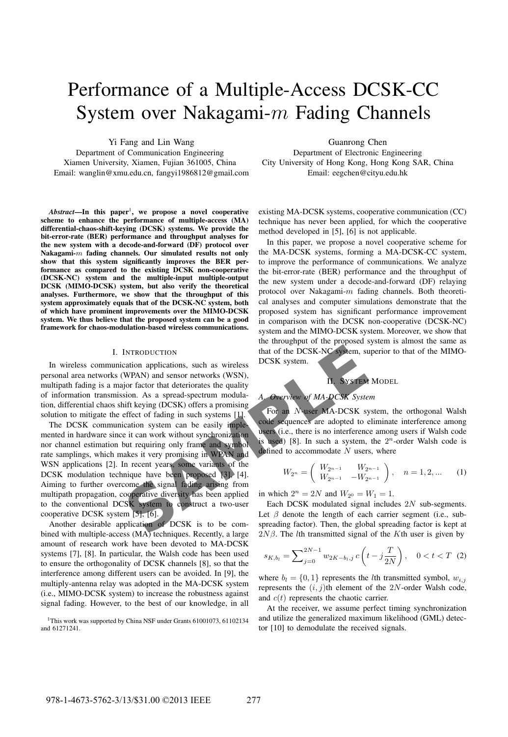# Performance of a Multiple-Access DCSK-CC System over Nakagami-$m$ Fading Channels

Yi Fang and Lin Wang
Department of Communication Engineering
Xiamen University, Xiamen, Fujian 361005, China
Email: wanglin@xmu.edu.cn, fangyi1986812@gmail.com

Guanrong Chen
Department of Electronic Engineering
City University of Hong Kong, Hong Kong SAR, China
Email: eegchen@cityu.edu.hk

***Abstract*—In this paper[1], we propose a novel cooperative scheme to enhance the performance of multiple-access (MA) differential-chaos-shift-keying (DCSK) systems. We provide the bit-error-rate (BER) performance and throughput analyses for the new system with a decode-and-forward (DF) protocol over Nakagami-$m$ fading channels. Our simulated results not only show that this system significantly improves the BER performance as compared to the existing DCSK non-cooperative (DCSK-NC) system and the multiple-input multiple-output DCSK (MIMO-DCSK) system, but also verify the theoretical analyses. Furthermore, we show that the throughput of this system approximately equals that of the DCSK-NC system, both of which have prominent improvements over the MIMO-DCSK system. We thus believe that the proposed system can be a good framework for chaos-modulation-based wireless communications.**

## I. Introduction

In wireless communication applications, such as wireless personal area networks (WPAN) and sensor networks (WSN), multipath fading is a major factor that deteriorates the quality of information transmission. As a spread-spectrum modulation, differential chaos shift keying (DCSK) offers a promising solution to mitigate the effect of fading in such systems [1].

The DCSK communication system can be easily implemented in hardware since it can work without synchronization nor channel estimation but requiring only frame and symbol rate samplings, which makes it very promising in WPAN and WSN applications [2]. In recent years, some variants of the DCSK modulation technique have been proposed [3], [4]. Aiming to further overcome the signal fading arising from multipath propagation, cooperative diversity has been applied to the conventional DCSK system to construct a two-user cooperative DCSK system [5], [6].

Another desirable application of DCSK is to be combined with multiple-access (MA) techniques. Recently, a large amount of research work have been devoted to MA-DCSK systems [7], [8]. In particular, the Walsh code has been used to ensure the orthogonality of DCSK channels [8], so that the interference among different users can be avoided. In [9], the multiply-antenna relay was adopted in the MA-DCSK system (i.e., MIMO-DCSK system) to increase the robustness against signal fading. However, to the best of our knowledge, in all existing MA-DCSK systems, cooperative communication (CC) technique has never been applied, for which the cooperative method developed in [5], [6] is not applicable.

In this paper, we propose a novel cooperative scheme for the MA-DCSK systems, forming a MA-DCSK-CC system, to improve the performance of communications. We analyze the bit-error-rate (BER) performance and the throughput of the new system under a decode-and-forward (DF) relaying protocol over Nakagami-$m$ fading channels. Both theoretical analyses and computer simulations demonstrate that the proposed system has significant performance improvement in comparison with the DCSK non-cooperative (DCSK-NC) system and the MIMO-DCSK system. Moreover, we show that the throughput of the proposed system is almost the same as that of the DCSK-NC system, superior to that of the MIMO-DCSK system.

[1]This work was supported by China NSF under Grants 61001073, 61102134 and 61271241.

## II. System Model

### *A. Overview of MA-DCSK System*

For an $N$-user MA-DCSK system, the orthogonal Walsh code sequences are adopted to eliminate interference among users (i.e., there is no interference among users if Walsh code is used) [8]. In such a system, the $2^n$-order Walsh code is defined to accommodate $N$ users, where

$$W_{2^n} = \begin{pmatrix} W_{2^{n-1}} & W_{2^{n-1}} \\ W_{2^{n-1}} & -W_{2^{n-1}} \end{pmatrix}, \quad n = 1, 2, ... \quad (1)$$

in which $2^n = 2N$ and $W_{2^0} = W_1 = 1$.

Each DCSK modulated signal includes $2N$ sub-segments. Let $\beta$ denote the length of each carrier segment (i.e., sub-spreading factor). Then, the global spreading factor is kept at $2N\beta$. The $l$th transmitted signal of the $K$th user is given by

$$s_{K,b_l} = \sum_{j=0}^{2N-1} w_{2K-b_l,j}\, c\left(t - j\frac{T}{2N}\right), \quad 0 < t < T \quad (2)$$

where $b_l = \{0, 1\}$ represents the $l$th transmitted symbol, $w_{i,j}$ represents the $(i, j)$th element of the $2N$-order Walsh code, and $c(t)$ represents the chaotic carrier.

At the receiver, we assume perfect timing synchronization and utilize the generalized maximum likelihood (GML) detector [10] to demodulate the received signals.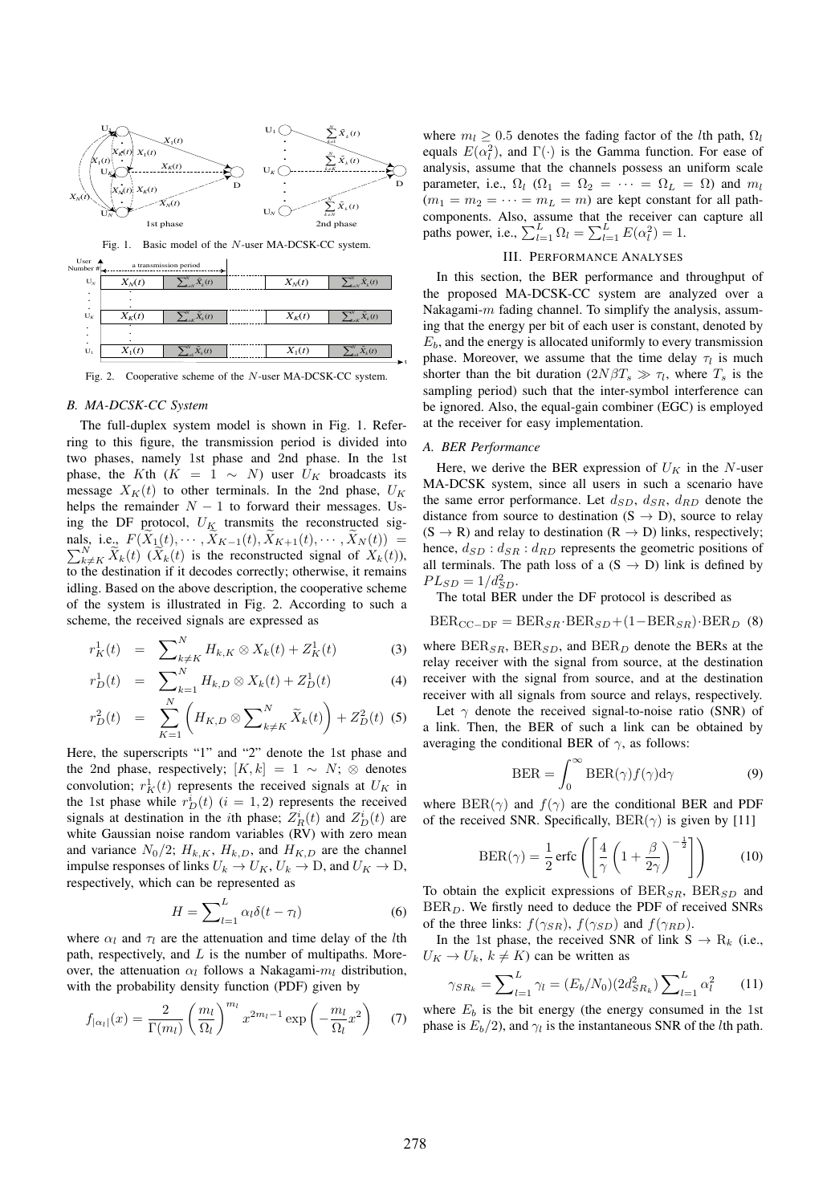Fig. 1. Basic model of the $N$-user MA-DCSK-CC system.

Fig. 2. Cooperative scheme of the $N$-user MA-DCSK-CC system.

### B. MA-DCSK-CC System

The full-duplex system model is shown in Fig. 1. Referring to this figure, the transmission period is divided into two phases, namely 1st phase and 2nd phase. In the 1st phase, the $K$th ($K = 1 \sim N$) user $U_K$ broadcasts its message $X_K(t)$ to other terminals. In the 2nd phase, $U_K$ helps the remainder $N-1$ to forward their messages. Using the DF protocol, $U_K$ transmits the reconstructed signals, i.e., $F(\widetilde{X}_1(t), \cdots, \widetilde{X}_{K-1}(t), \widetilde{X}_{K+1}(t), \cdots, \widetilde{X}_N(t)) = \sum_{k \neq K}^{N} \widetilde{X}_k(t)$ ($\widetilde{X}_k(t)$ is the reconstructed signal of $X_k(t)$), to the destination if it decodes correctly; otherwise, it remains idling. Based on the above description, the cooperative scheme of the system is illustrated in Fig. 2. According to such a scheme, the received signals are expressed as

$$r_K^1(t) = \sum_{k \neq K}^{N} H_{k,K} \otimes X_k(t) + Z_K^1(t) \tag{3}$$

$$r_D^1(t) = \sum_{k=1}^{N} H_{k,D} \otimes X_k(t) + Z_D^1(t) \tag{4}$$

$$r_D^2(t) = \sum_{K=1}^{N} \left( H_{K,D} \otimes \sum_{k \neq K}^{N} \widetilde{X}_k(t) \right) + Z_D^2(t) \tag{5}$$

Here, the superscripts "1" and "2" denote the 1st phase and the 2nd phase, respectively; $[K, k] = 1 \sim N$; $\otimes$ denotes convolution; $r_K^1(t)$ represents the received signals at $U_K$ in the 1st phase while $r_D^i(t)$ ($i = 1, 2$) represents the received signals at destination in the $i$th phase; $Z_R^i(t)$ and $Z_D^i(t)$ are white Gaussian noise random variables (RV) with zero mean and variance $N_0/2$; $H_{k,K}$, $H_{k,D}$, and $H_{K,D}$ are the channel impulse responses of links $U_k \to U_K$, $U_k \to$ D, and $U_K \to$ D, respectively, which can be represented as

$$H = \sum_{l=1}^{L} \alpha_l \delta(t - \tau_l) \tag{6}$$

where $\alpha_l$ and $\tau_l$ are the attenuation and time delay of the $l$th path, respectively, and $L$ is the number of multipaths. Moreover, the attenuation $\alpha_l$ follows a Nakagami-$m_l$ distribution, with the probability density function (PDF) given by

$$f_{|\alpha_l|}(x) = \frac{2}{\Gamma(m_l)} \left( \frac{m_l}{\Omega_l} \right)^{m_l} x^{2m_l - 1} \exp\left( -\frac{m_l}{\Omega_l} x^2 \right) \tag{7}$$

where $m_l \geq 0.5$ denotes the fading factor of the $l$th path, $\Omega_l$ equals $E(\alpha_l^2)$, and $\Gamma(\cdot)$ is the Gamma function. For ease of analysis, assume that the channels possess an uniform scale parameter, i.e., $\Omega_l$ ($\Omega_1 = \Omega_2 = \cdots = \Omega_L = \Omega$) and $m_l$ ($m_1 = m_2 = \cdots = m_L = m$) are kept constant for all path-components. Also, assume that the receiver can capture all paths power, i.e., $\sum_{l=1}^{L} \Omega_l = \sum_{l=1}^{L} E(\alpha_l^2) = 1$.

## III. Performance Analyses

In this section, the BER performance and throughput of the proposed MA-DCSK-CC system are analyzed over a Nakagami-$m$ fading channel. To simplify the analysis, assuming that the energy per bit of each user is constant, denoted by $E_b$, and the energy is allocated uniformly to every transmission phase. Moreover, we assume that the time delay $\tau_l$ is much shorter than the bit duration ($2N\beta T_s \gg \tau_l$, where $T_s$ is the sampling period) such that the inter-symbol interference can be ignored. Also, the equal-gain combiner (EGC) is employed at the receiver for easy implementation.

### A. BER Performance

Here, we derive the BER expression of $U_K$ in the $N$-user MA-DCSK system, since all users in such a scenario have the same error performance. Let $d_{SD}$, $d_{SR}$, $d_{RD}$ denote the distance from source to destination (S $\to$ D), source to relay (S $\to$ R) and relay to destination (R $\to$ D) links, respectively; hence, $d_{SD} : d_{SR} : d_{RD}$ represents the geometric positions of all terminals. The path loss of a (S $\to$ D) link is defined by $PL_{SD} = 1/d_{SD}^2$.

The total BER under the DF protocol is described as

$$\text{BER}_{\text{CC-DF}} = \text{BER}_{SR} \cdot \text{BER}_{SD} + (1 - \text{BER}_{SR}) \cdot \text{BER}_D \tag{8}$$

where $\text{BER}_{SR}$, $\text{BER}_{SD}$, and $\text{BER}_D$ denote the BERs at the relay receiver with the signal from source, at the destination receiver with the signal from source, and at the destination receiver with all signals from source and relays, respectively.

Let $\gamma$ denote the received signal-to-noise ratio (SNR) of a link. Then, the BER of such a link can be obtained by averaging the conditional BER of $\gamma$, as follows:

$$\text{BER} = \int_0^\infty \text{BER}(\gamma) f(\gamma) \mathrm{d}\gamma \tag{9}$$

where $\text{BER}(\gamma)$ and $f(\gamma)$ are the conditional BER and PDF of the received SNR. Specifically, $\text{BER}(\gamma)$ is given by [11]

$$\text{BER}(\gamma) = \frac{1}{2} \operatorname{erfc}\left( \left[ \frac{4}{\gamma} \left( 1 + \frac{\beta}{2\gamma} \right)^{-\frac{1}{2}} \right] \right) \tag{10}$$

To obtain the explicit expressions of $\text{BER}_{SR}$, $\text{BER}_{SD}$ and $\text{BER}_D$. We firstly need to deduce the PDF of received SNRs of the three links: $f(\gamma_{SR})$, $f(\gamma_{SD})$ and $f(\gamma_{RD})$.

In the 1st phase, the received SNR of link S $\to$ $\text{R}_k$ (i.e., $U_K \to U_k$, $k \neq K$) can be written as

$$\gamma_{SR_k} = \sum_{l=1}^{L} \gamma_l = (E_b/N_0)(2d_{SR_k}^2) \sum_{l=1}^{L} \alpha_l^2 \tag{11}$$

where $E_b$ is the bit energy (the energy consumed in the 1st phase is $E_b/2$), and $\gamma_l$ is the instantaneous SNR of the $l$th path.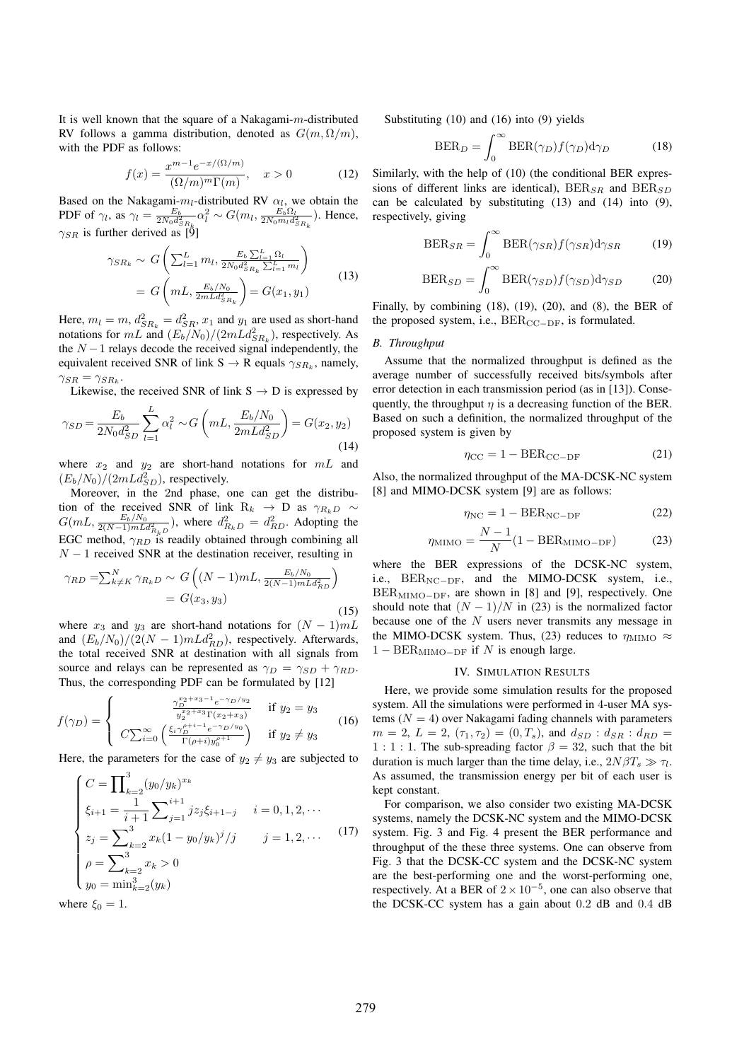It is well known that the square of a Nakagami-$m$-distributed RV follows a gamma distribution, denoted as $G(m, \Omega/m)$, with the PDF as follows:

$$f(x) = \frac{x^{m-1} e^{-x/(\Omega/m)}}{(\Omega/m)^m \Gamma(m)}, \quad x > 0 \tag{12}$$

Based on the Nakagami-$m_l$-distributed RV $\alpha_l$, we obtain the PDF of $\gamma_l$, as $\gamma_l = \frac{E_b}{2N_0 d_{SR_k}^2} \alpha_l^2 \sim G(m_l, \frac{E_b \Omega_l}{2N_0 m_l d_{SR_k}^2})$. Hence, $\gamma_{SR}$ is further derived as [9]

$$\begin{aligned} \gamma_{SR_k} &\sim G\left(\sum_{l=1}^{L} m_l, \frac{E_b \sum_{l=1}^{L} \Omega_l}{2N_0 d_{SR_k}^2 \sum_{l=1}^{L} m_l}\right) \\ &= G\left(mL, \frac{E_b/N_0}{2mLd_{SR_k}^2}\right) = G(x_1, y_1) \end{aligned} \tag{13}$$

Here, $m_l = m$, $d_{SR_k}^2 = d_{SR}^2$, $x_1$ and $y_1$ are used as short-hand notations for $mL$ and $(E_b/N_0)/(2mLd_{SR_k}^2)$, respectively. As the $N-1$ relays decode the received signal independently, the equivalent received SNR of link S $\rightarrow$ R equals $\gamma_{SR_k}$, namely, $\gamma_{SR} = \gamma_{SR_k}$.

Likewise, the received SNR of link S $\rightarrow$ D is expressed by

$$\gamma_{SD} = \frac{E_b}{2N_0 d_{SD}^2} \sum_{l=1}^{L} \alpha_l^2 \sim G\left(mL, \frac{E_b/N_0}{2mLd_{SD}^2}\right) = G(x_2, y_2) \tag{14}$$

where $x_2$ and $y_2$ are short-hand notations for $mL$ and $(E_b/N_0)/(2mLd_{SD}^2)$, respectively.

Moreover, in the 2nd phase, one can get the distribution of the received SNR of link $\mathrm{R}_k \rightarrow$ D as $\gamma_{R_kD} \sim G(mL, \frac{E_b/N_0}{2(N-1)mLd_{R_kD}^2})$, where $d_{R_kD}^2 = d_{RD}^2$. Adopting the EGC method, $\gamma_{RD}$ is readily obtained through combining all $N-1$ received SNR at the destination receiver, resulting in

$$\begin{aligned} \gamma_{RD} = \sum_{k \neq K}^{N} \gamma_{R_kD} &\sim G\left((N-1)mL, \frac{E_b/N_0}{2(N-1)mLd_{RD}^2}\right) \\ &= G(x_3, y_3) \end{aligned} \tag{15}$$

where $x_3$ and $y_3$ are short-hand notations for $(N-1)mL$ and $(E_b/N_0)/(2(N-1)mLd_{RD}^2)$, respectively. Afterwards, the total received SNR at destination with all signals from source and relays can be represented as $\gamma_D = \gamma_{SD} + \gamma_{RD}$. Thus, the corresponding PDF can be formulated by [12]

$$f(\gamma_D) = \begin{cases} \frac{\gamma_D^{x_2+x_3-1} e^{-\gamma_D/y_2}}{y_2^{x_2+x_3}\Gamma(x_2+x_3)} & \text{if } y_2 = y_3 \\ C\sum_{i=0}^{\infty} \left(\frac{\xi_i \gamma_D^{\rho+i-1} e^{-\gamma_D/y_0}}{\Gamma(\rho+i) y_0^{\rho+1}}\right) & \text{if } y_2 \neq y_3 \end{cases} \tag{16}$$

Here, the parameters for the case of $y_2 \neq y_3$ are subjected to

$$\begin{cases} C = \prod_{k=2}^{3} (y_0/y_k)^{x_k} \\ \xi_{i+1} = \frac{1}{i+1} \sum_{j=1}^{i+1} j z_j \xi_{i+1-j} \quad & i = 0, 1, 2, \cdots \\ z_j = \sum_{k=2}^{3} x_k (1 - y_0/y_k)^j / j & j = 1, 2, \cdots \\ \rho = \sum_{k=2}^{3} x_k > 0 \\ y_0 = \min_{k=2}^{3}(y_k) \end{cases} \tag{17}$$

where $\xi_0 = 1$.

Substituting (10) and (16) into (9) yields

$$\mathrm{BER}_D = \int_0^{\infty} \mathrm{BER}(\gamma_D) f(\gamma_D) \mathrm{d}\gamma_D \tag{18}$$

Similarly, with the help of (10) (the conditional BER expressions of different links are identical), $\mathrm{BER}_{SR}$ and $\mathrm{BER}_{SD}$ can be calculated by substituting (13) and (14) into (9), respectively, giving

$$\mathrm{BER}_{SR} = \int_0^{\infty} \mathrm{BER}(\gamma_{SR}) f(\gamma_{SR}) \mathrm{d}\gamma_{SR} \tag{19}$$

$$\mathrm{BER}_{SD} = \int_0^{\infty} \mathrm{BER}(\gamma_{SD}) f(\gamma_{SD}) \mathrm{d}\gamma_{SD} \tag{20}$$

Finally, by combining (18), (19), (20), and (8), the BER of the proposed system, i.e., $\mathrm{BER}_{\mathrm{CC-DF}}$, is formulated.

### *B. Throughput*

Assume that the normalized throughput is defined as the average number of successfully received bits/symbols after error detection in each transmission period (as in [13]). Consequently, the throughput $\eta$ is a decreasing function of the BER. Based on such a definition, the normalized throughput of the proposed system is given by

$$\eta_{\mathrm{CC}} = 1 - \mathrm{BER}_{\mathrm{CC-DF}} \tag{21}$$

Also, the normalized throughput of the MA-DCSK-NC system [8] and MIMO-DCSK system [9] are as follows:

$$\eta_{\mathrm{NC}} = 1 - \mathrm{BER}_{\mathrm{NC-DF}} \tag{22}$$

$$\eta_{\mathrm{MIMO}} = \frac{N-1}{N}(1 - \mathrm{BER}_{\mathrm{MIMO-DF}}) \tag{23}$$

where the BER expressions of the DCSK-NC system, i.e., $\mathrm{BER}_{\mathrm{NC-DF}}$, and the MIMO-DCSK system, i.e., $\mathrm{BER}_{\mathrm{MIMO-DF}}$, are shown in [8] and [9], respectively. One should note that $(N-1)/N$ in (23) is the normalized factor because one of the $N$ users never transmits any message in the MIMO-DCSK system. Thus, (23) reduces to $\eta_{\mathrm{MIMO}} \approx 1 - \mathrm{BER}_{\mathrm{MIMO-DF}}$ if $N$ is enough large.

## IV. Simulation Results

Here, we provide some simulation results for the proposed system. All the simulations were performed in 4-user MA systems ($N = 4$) over Nakagami fading channels with parameters $m = 2$, $L = 2$, $(\tau_1, \tau_2) = (0, T_s)$, and $d_{SD} : d_{SR} : d_{RD} = 1 : 1 : 1$. The sub-spreading factor $\beta = 32$, such that the bit duration is much larger than the time delay, i.e., $2N\beta T_s \gg \tau_l$. As assumed, the transmission energy per bit of each user is kept constant.

For comparison, we also consider two existing MA-DCSK systems, namely the DCSK-NC system and the MIMO-DCSK system. Fig. 3 and Fig. 4 present the BER performance and throughput of the these three systems. One can observe from Fig. 3 that the DCSK-CC system and the DCSK-NC system are the best-performing one and the worst-performing one, respectively. At a BER of $2 \times 10^{-5}$, one can also observe that the DCSK-CC system has a gain about 0.2 dB and 0.4 dB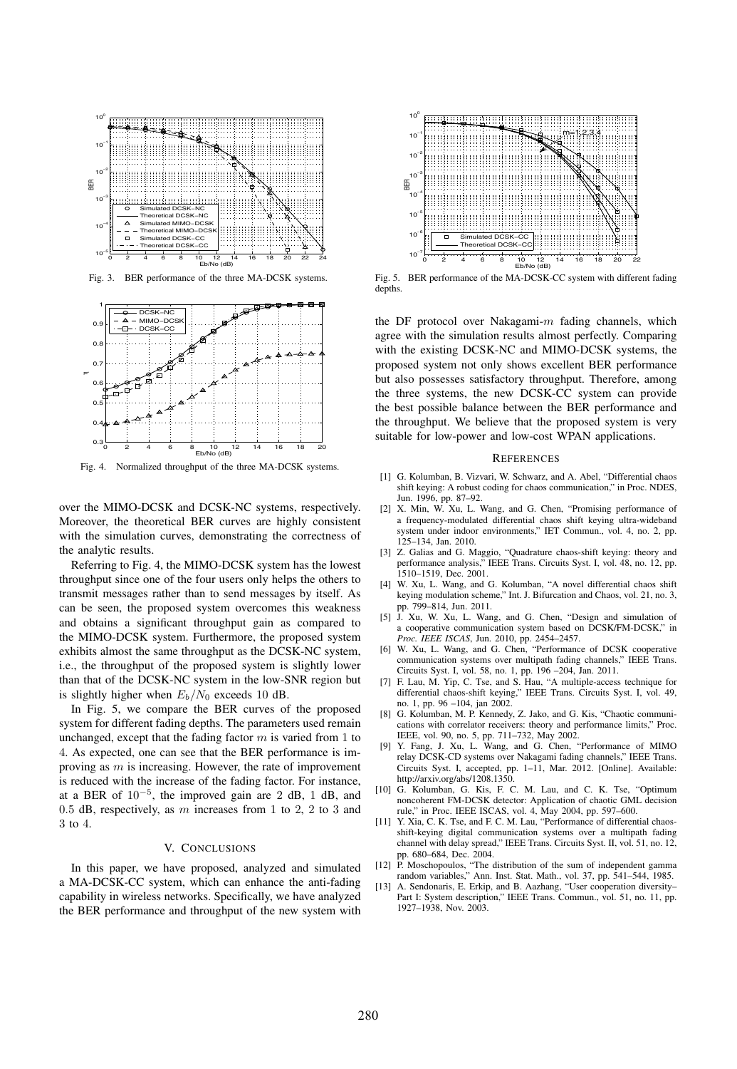10^0

10^-1

10^-2

10^-3

10^-4

10^-5

BER

0 2 4 6 8 10 12 14 16 18 20 22 24

Eb/No (dB)

Simulated DCSK–NC

Theoretical DCSK–NC

Simulated MIMO–DCSK

Theoretical MIMO–DCSK

Simulated DCSK–CC

Theoretical DCSK–CC

Fig. 3. BER performance of the three MA-DCSK systems.

1

0.9

0.8

0.7

0.6

0.5

0.4

0.3

η

0 2 4 6 8 10 12 14 16 18 20

Eb/No (dB)

DCSK–NC

MIMO–DCSK

DCSK–CC

Fig. 4. Normalized throughput of the three MA-DCSK systems.

over the MIMO-DCSK and DCSK-NC systems, respectively. Moreover, the theoretical BER curves are highly consistent with the simulation curves, demonstrating the correctness of the analytic results.

Referring to Fig. 4, the MIMO-DCSK system has the lowest throughput since one of the four users only helps the others to transmit messages rather than to send messages by itself. As can be seen, the proposed system overcomes this weakness and obtains a significant throughput gain as compared to the MIMO-DCSK system. Furthermore, the proposed system exhibits almost the same throughput as the DCSK-NC system, i.e., the throughput of the proposed system is slightly lower than that of the DCSK-NC system in the low-SNR region but is slightly higher when $E_b/N_0$ exceeds 10 dB.

In Fig. 5, we compare the BER curves of the proposed system for different fading depths. The parameters used remain unchanged, except that the fading factor $m$ is varied from 1 to 4. As expected, one can see that the BER performance is improving as $m$ is increasing. However, the rate of improvement is reduced with the increase of the fading factor. For instance, at a BER of $10^{-5}$, the improved gain are 2 dB, 1 dB, and 0.5 dB, respectively, as $m$ increases from 1 to 2, 2 to 3 and 3 to 4.

## V. Conclusions

In this paper, we have proposed, analyzed and simulated a MA-DCSK-CC system, which can enhance the anti-fading capability in wireless networks. Specifically, we have analyzed the BER performance and throughput of the new system with

10^0

10^-1

10^-2

10^-3

10^-4

10^-5

10^-6

10^-7

BER

0 2 4 6 8 10 12 14 16 18 20 22

Eb/No (dB)

m=1,2,3,4

Simulated DCSK–CC

Theoretical DCSK–CC

Fig. 5. BER performance of the MA-DCSK-CC system with different fading depths.

the DF protocol over Nakagami-$m$ fading channels, which agree with the simulation results almost perfectly. Comparing with the existing DCSK-NC and MIMO-DCSK systems, the proposed system not only shows excellent BER performance but also possesses satisfactory throughput. Therefore, among the three systems, the new DCSK-CC system can provide the best possible balance between the BER performance and the throughput. We believe that the proposed system is very suitable for low-power and low-cost WPAN applications.

## References

[1] G. Kolumban, B. Vizvari, W. Schwarz, and A. Abel, "Differential chaos shift keying: A robust coding for chaos communication," in Proc. NDES, Jun. 1996, pp. 87–92.

[2] X. Min, W. Xu, L. Wang, and G. Chen, "Promising performance of a frequency-modulated differential chaos shift keying ultra-wideband system under indoor environments," IET Commun., vol. 4, no. 2, pp. 125–134, Jan. 2010.

[3] Z. Galias and G. Maggio, "Quadrature chaos-shift keying: theory and performance analysis," IEEE Trans. Circuits Syst. I, vol. 48, no. 12, pp. 1510–1519, Dec. 2001.

[4] W. Xu, L. Wang, and G. Kolumban, "A novel differential chaos shift keying modulation scheme," Int. J. Bifurcation and Chaos, vol. 21, no. 3, pp. 799–814, Jun. 2011.

[5] J. Xu, W. Xu, L. Wang, and G. Chen, "Design and simulation of a cooperative communication system based on DCSK/FM-DCSK," in *Proc. IEEE ISCAS*, Jun. 2010, pp. 2454–2457.

[6] W. Xu, L. Wang, and G. Chen, "Performance of DCSK cooperative communication systems over multipath fading channels," IEEE Trans. Circuits Syst. I, vol. 58, no. 1, pp. 196 –204, Jan. 2011.

[7] F. Lau, M. Yip, C. Tse, and S. Hau, "A multiple-access technique for differential chaos-shift keying," IEEE Trans. Circuits Syst. I, vol. 49, no. 1, pp. 96 –104, jan 2002.

[8] G. Kolumban, M. P. Kennedy, Z. Jako, and G. Kis, "Chaotic communications with correlator receivers: theory and performance limits," Proc. IEEE, vol. 90, no. 5, pp. 711–732, May 2002.

[9] Y. Fang, J. Xu, L. Wang, and G. Chen, "Performance of MIMO relay DCSK-CD systems over Nakagami fading channels," IEEE Trans. Circuits Syst. I, accepted, pp. 1–11, Mar. 2012. [Online]. Available: http://arxiv.org/abs/1208.1350.

[10] G. Kolumban, G. Kis, F. C. M. Lau, and C. K. Tse, "Optimum noncoherent FM-DCSK detector: Application of chaotic GML decision rule," in Proc. IEEE ISCAS, vol. 4, May 2004, pp. 597–600.

[11] Y. Xia, C. K. Tse, and F. C. M. Lau, "Performance of differential chaos-shift-keying digital communication systems over a multipath fading channel with delay spread," IEEE Trans. Circuits Syst. II, vol. 51, no. 12, pp. 680–684, Dec. 2004.

[12] P. Moschopoulos, "The distribution of the sum of independent gamma random variables," Ann. Inst. Stat. Math., vol. 37, pp. 541–544, 1985.

[13] A. Sendonaris, E. Erkip, and B. Aazhang, "User cooperation diversity–Part I: System description," IEEE Trans. Commun., vol. 51, no. 11, pp. 1927–1938, Nov. 2003.